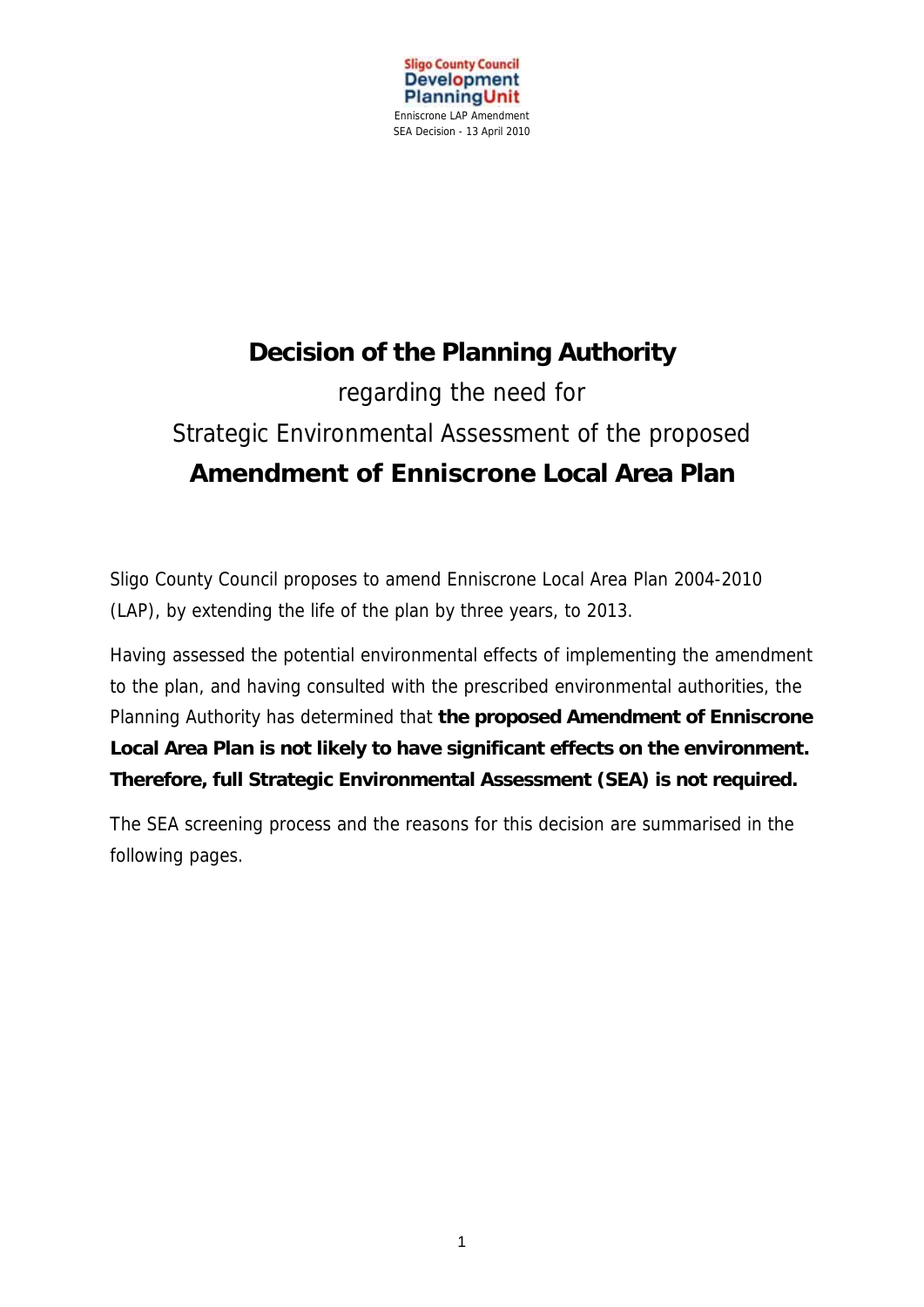# Decision of the Planning Authority

regarding the need for

Strategic Environmental Assessment of the proposed

**Amendment of Enniscrone Local Area Plan**

Sligo County Council proposes to amend Enniscrone Local Area Plan 2004-2010 (LAP), by extending the life of the plan by three years, to 2013.

Having assessed the potential environmental effects of implementing the amendment to the plan, and having consulted with the prescribed environmental authorities, the Planning Authority has determined that **the proposed Amendment of Enniscrone Local Area Plan is not likely to have significant effects on the environment. Therefore, full Strategic Environmental Assessment (SEA) is not required.**

The SEA screening process and the reasons for this decision are summarised in the following pages.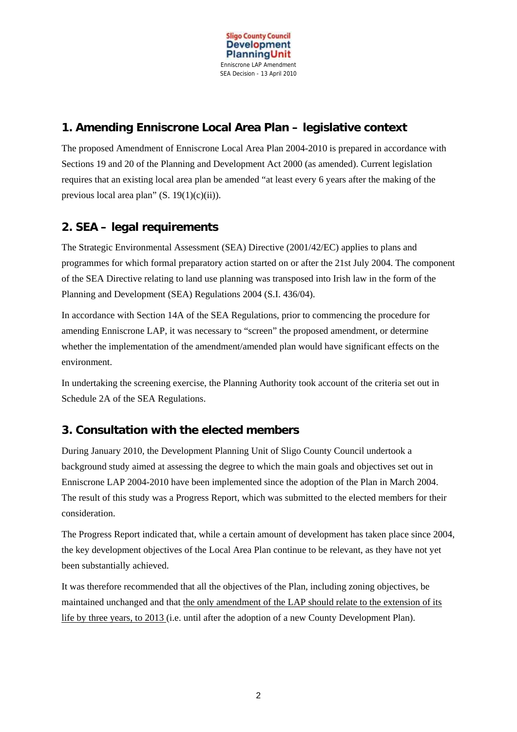## 1. Amending Enniscrone Local Area Plan – legislative context

The proposed Amendment of Enniscrone Local Area Plan 2004-2010 is prepared in accordance with Sections 19 and 20 of the Planning and Development Act 2000 (as amended). Current legislation requires that an existing local area plan be amended "at least every 6 years after the making of the previous local area plan" (S. 19(1)(c)(ii)).

## 2. SEA – legal requirements

The Strategic Environmental Assessment (SEA) Directive (2001/42/EC) applies to plans and programmes for which formal preparatory action started on or after the 21st July 2004. The component of the SEA Directive relating to land use planning was transposed into Irish law in the form of the Planning and Development (SEA) Regulations 2004 (S.I. 436/04).

In accordance with Section 14A of the SEA Regulations, prior to commencing the procedure for amending Enniscrone LAP, it was necessary to "screen" the proposed amendment, or determine whether the implementation of the amendment/amended plan would have significant effects on the environment.

In undertaking the screening exercise, the Planning Authority took account of the criteria set out in Schedule 2A of the SEA Regulations.

## 3. Consultation with the elected members

During January 2010, the Development Planning Unit of Sligo County Council undertook a background study aimed at assessing the degree to which the main goals and objectives set out in Enniscrone LAP 2004-2010 have been implemented since the adoption of the Plan in March 2004. The result of this study was a Progress Report, which was submitted to the elected members for their consideration.

The Progress Report indicated that, while a certain amount of development has taken place since 2004, the key development objectives of the Local Area Plan continue to be relevant, as they have not yet been substantially achieved.

It was therefore recommended that all the objectives of the Plan, including zoning objectives, be maintained unchanged and that the only amendment of the LAP should relate to the extension of its life by three years, to 2013 (i.e. until after the adoption of a new County Development Plan).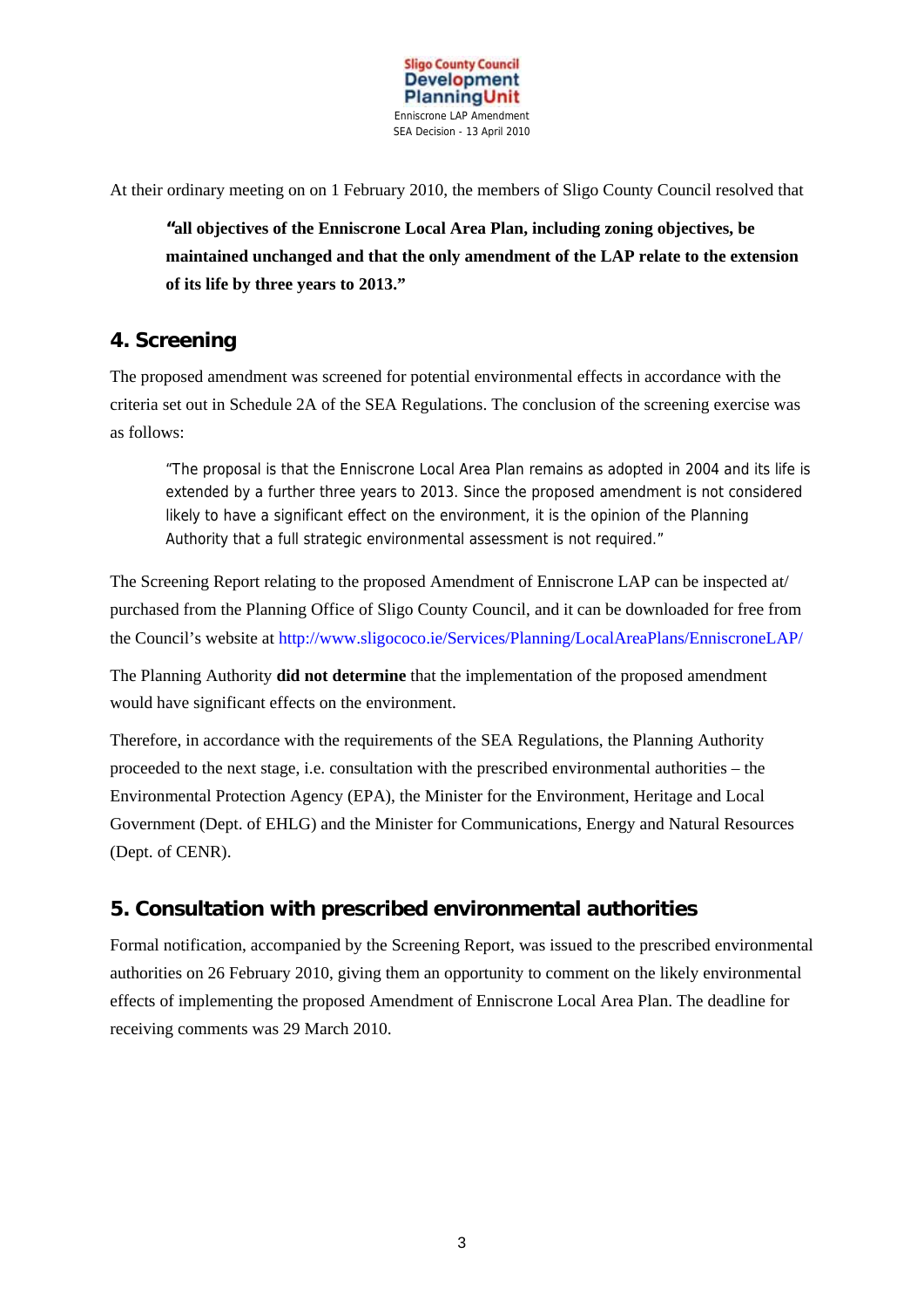At their ordinary meeting on on 1 February 2010, the members of Sligo County Council resolved that

> **"all objectives of the Enniscrone Local Area Plan, including zoning objectives, be maintained unchanged and that the only amendment of the LAP relate to the extension of its life by three years to 2013."**

## 4. Screening

The proposed amendment was screened for potential environmental effects in accordance with the criteria set out in Schedule 2A of the SEA Regulations. The conclusion of the screening exercise was as follows:

> "The proposal is that the Enniscrone Local Area Plan remains as adopted in 2004 and its life is extended by a further three years to 2013. Since the proposed amendment is not considered likely to have a significant effect on the environment, it is the opinion of the Planning Authority that a full strategic environmental assessment is not required."

The Screening Report relating to the proposed Amendment of Enniscrone LAP can be inspected at/ purchased from the Planning Office of Sligo County Council, and it can be downloaded for free from the Council's website at http://www.sligococo.ie/Services/Planning/LocalAreaPlans/EnniscroneLAP/

The Planning Authority **did not determine** that the implementation of the proposed amendment would have significant effects on the environment.

Therefore, in accordance with the requirements of the SEA Regulations, the Planning Authority proceeded to the next stage, i.e. consultation with the prescribed environmental authorities – the Environmental Protection Agency (EPA), the Minister for the Environment, Heritage and Local Government (Dept. of EHLG) and the Minister for Communications, Energy and Natural Resources (Dept. of CENR).

## 5. Consultation with prescribed environmental authorities

Formal notification, accompanied by the Screening Report, was issued to the prescribed environmental authorities on 26 February 2010, giving them an opportunity to comment on the likely environmental effects of implementing the proposed Amendment of Enniscrone Local Area Plan. The deadline for receiving comments was 29 March 2010.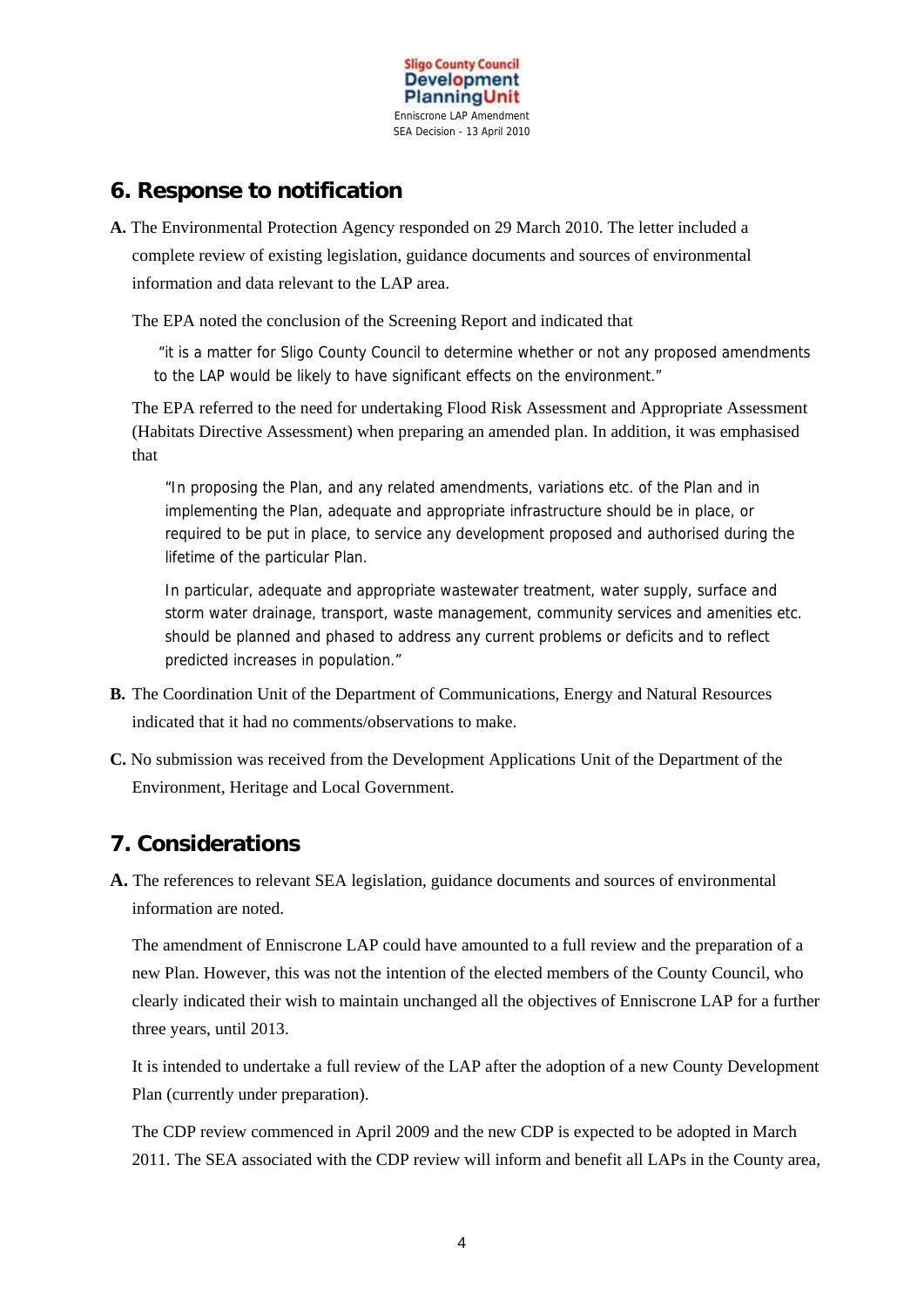## 6. Response to notification

**A.** The Environmental Protection Agency responded on 29 March 2010. The letter included a complete review of existing legislation, guidance documents and sources of environmental information and data relevant to the LAP area.

The EPA noted the conclusion of the Screening Report and indicated that

> "it is a matter for Sligo County Council to determine whether or not any proposed amendments to the LAP would be likely to have significant effects on the environment."

The EPA referred to the need for undertaking Flood Risk Assessment and Appropriate Assessment (Habitats Directive Assessment) when preparing an amended plan. In addition, it was emphasised that

> "In proposing the Plan, and any related amendments, variations etc. of the Plan and in implementing the Plan, adequate and appropriate infrastructure should be in place, or required to be put in place, to service any development proposed and authorised during the lifetime of the particular Plan.
>
> In particular, adequate and appropriate wastewater treatment, water supply, surface and storm water drainage, transport, waste management, community services and amenities etc. should be planned and phased to address any current problems or deficits and to reflect predicted increases in population."

**B.** The Coordination Unit of the Department of Communications, Energy and Natural Resources indicated that it had no comments/observations to make.

**C.** No submission was received from the Development Applications Unit of the Department of the Environment, Heritage and Local Government.

## 7. Considerations

**A.** The references to relevant SEA legislation, guidance documents and sources of environmental information are noted.

The amendment of Enniscrone LAP could have amounted to a full review and the preparation of a new Plan. However, this was not the intention of the elected members of the County Council, who clearly indicated their wish to maintain unchanged all the objectives of Enniscrone LAP for a further three years, until 2013.

It is intended to undertake a full review of the LAP after the adoption of a new County Development Plan (currently under preparation).

The CDP review commenced in April 2009 and the new CDP is expected to be adopted in March 2011. The SEA associated with the CDP review will inform and benefit all LAPs in the County area,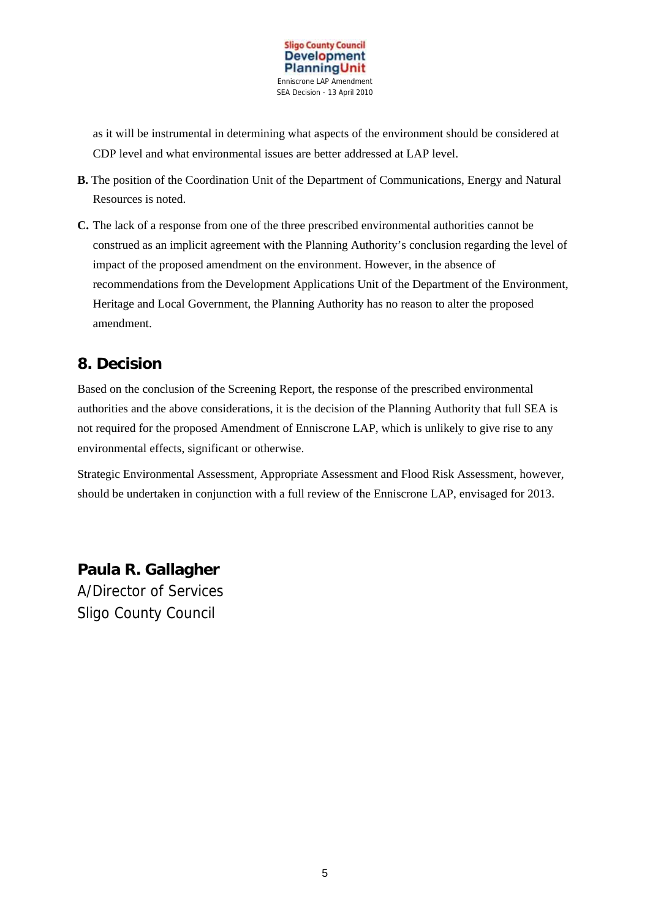as it will be instrumental in determining what aspects of the environment should be considered at CDP level and what environmental issues are better addressed at LAP level.

**B.** The position of the Coordination Unit of the Department of Communications, Energy and Natural Resources is noted.

**C.** The lack of a response from one of the three prescribed environmental authorities cannot be construed as an implicit agreement with the Planning Authority's conclusion regarding the level of impact of the proposed amendment on the environment. However, in the absence of recommendations from the Development Applications Unit of the Department of the Environment, Heritage and Local Government, the Planning Authority has no reason to alter the proposed amendment.

## 8. Decision

Based on the conclusion of the Screening Report, the response of the prescribed environmental authorities and the above considerations, it is the decision of the Planning Authority that full SEA is not required for the proposed Amendment of Enniscrone LAP, which is unlikely to give rise to any environmental effects, significant or otherwise.

Strategic Environmental Assessment, Appropriate Assessment and Flood Risk Assessment, however, should be undertaken in conjunction with a full review of the Enniscrone LAP, envisaged for 2013.

**Paula R. Gallagher**
A/Director of Services
Sligo County Council